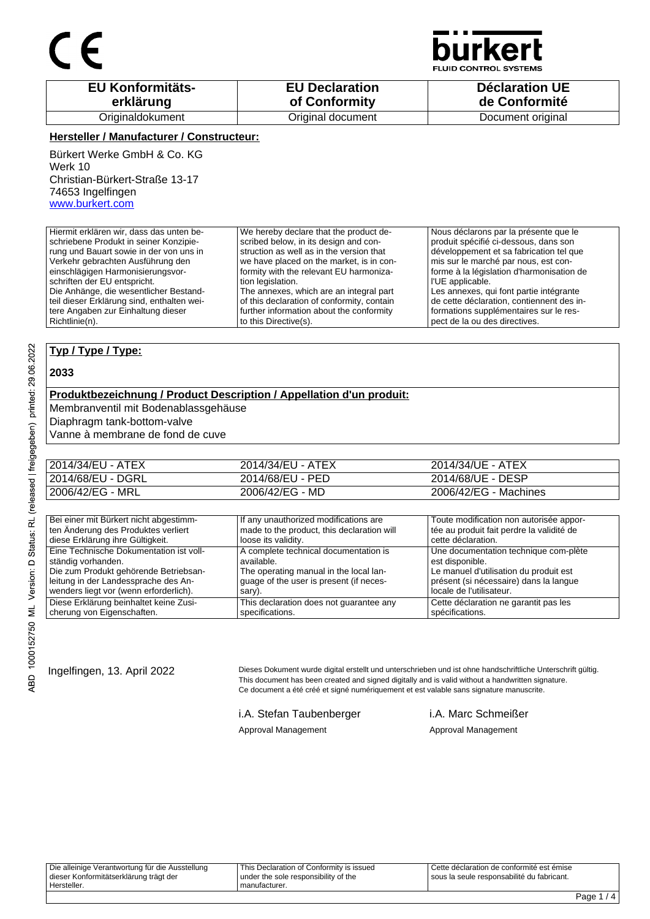CE

bürkert
FLUID CONTROL SYSTEMS

| EU Konformitäts-erklärung | EU Declaration of Conformity | Déclaration UE de Conformité |
|---|---|---|
| Originaldokument | Original document | Document original |

**Hersteller / Manufacturer / Constructeur:**

Bürkert Werke GmbH & Co. KG
Werk 10
Christian-Bürkert-Straße 13-17
74653 Ingelfingen
www.burkert.com

| | | |
|---|---|---|
| Hiermit erklären wir, dass das unten beschriebene Produkt in seiner Konzipierung und Bauart sowie in der von uns in Verkehr gebrachten Ausführung den einschlägigen Harmonisierungsvorschriften der EU entspricht. Die Anhänge, die wesentlicher Bestandteil dieser Erklärung sind, enthalten weitere Angaben zur Einhaltung dieser Richtlinie(n). | We hereby declare that the product described below, in its design and construction as well as in the version that we have placed on the market, is in conformity with the relevant EU harmonization legislation. The annexes, which are an integral part of this declaration of conformity, contain further information about the conformity to this Directive(s). | Nous déclarons par la présente que le produit spécifié ci-dessous, dans son développement et sa fabrication tel que mis sur le marché par nous, est conforme à la législation d'harmonisation de l'UE applicable. Les annexes, qui font partie intégrante de cette déclaration, contiennent des informations supplémentaires sur le respect de la ou des directives. |

**Typ / Type / Type:**

**2033**

**Produktbezeichnung / Product Description / Appellation d'un produit:**

Membranventil mit Bodenablassgehäuse
Diaphragm tank-bottom-valve
Vanne à membrane de fond de cuve

| | | |
|---|---|---|
| 2014/34/EU - ATEX | 2014/34/EU - ATEX | 2014/34/UE - ATEX |
| 2014/68/EU - DGRL | 2014/68/EU - PED | 2014/68/UE - DESP |
| 2006/42/EG - MRL | 2006/42/EG - MD | 2006/42/EG - Machines |

| | | |
|---|---|---|
| Bei einer mit Bürkert nicht abgestimmten Änderung des Produktes verliert diese Erklärung ihre Gültigkeit. | If any unauthorized modifications are made to the product, this declaration will loose its validity. | Toute modification non autorisée apportée au produit fait perdre la validité de cette déclaration. |
| Eine Technische Dokumentation ist vollständig vorhanden. Die zum Produkt gehörende Betriebsanleitung in der Landessprache des Anwenders liegt vor (wenn erforderlich). | A complete technical documentation is available. The operating manual in the local language of the user is present (if necessary). | Une documentation technique com-plète est disponible. Le manuel d'utilisation du produit est présent (si nécessaire) dans la langue locale de l'utilisateur. |
| Diese Erklärung beinhaltet keine Zusicherung von Eigenschaften. | This declaration does not guarantee any specifications. | Cette déclaration ne garantit pas les spécifications. |

ABD 1000152750 ML Version: D Status: RL (released | freigegeben) printed: 29.06.2022

Ingelfingen, 13. April 2022

Dieses Dokument wurde digital erstellt und unterschrieben und ist ohne handschriftliche Unterschrift gültig.
This document has been created and signed digitally and is valid without a handwritten signature.
Ce document a été créé et signé numériquement et est valable sans signature manuscrite.

i.A. Stefan Taubenberger
Approval Management

i.A. Marc Schmeißer
Approval Management

| | | |
|---|---|---|
| Die alleinige Verantwortung für die Ausstellung dieser Konformitätserklärung trägt der Hersteller. | This Declaration of Conformity is issued under the sole responsibility of the manufacturer. | Cette déclaration de conformité est émise sous la seule responsabilité du fabricant. |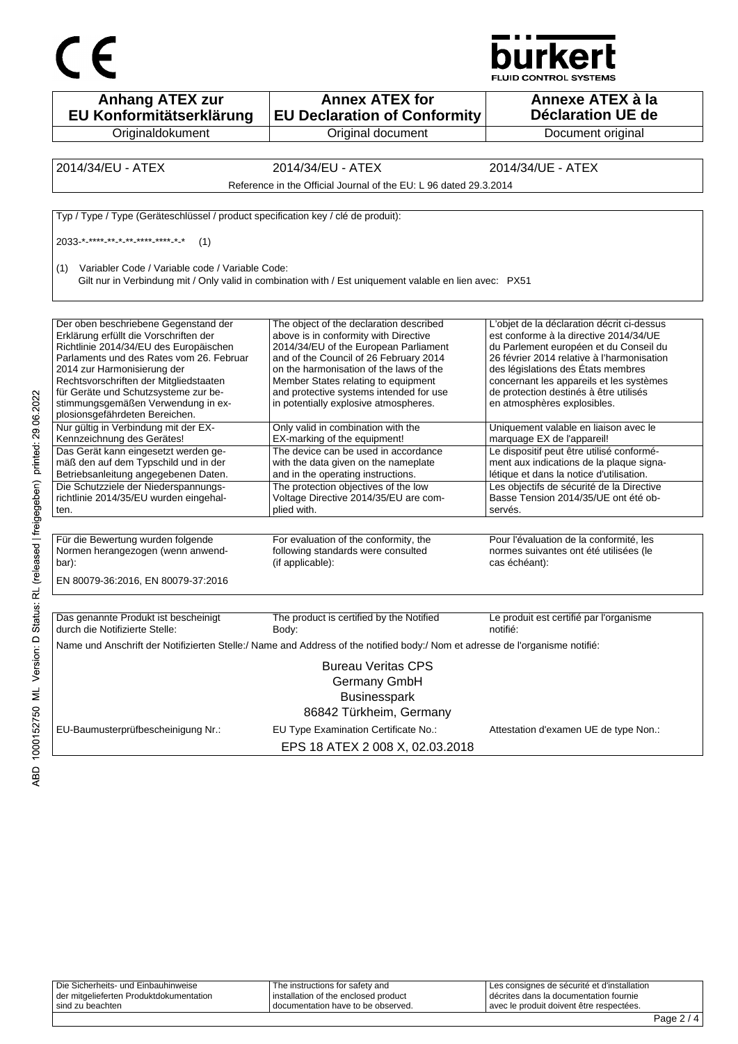| Anhang ATEX zur EU Konformitätserklärung | Annex ATEX for EU Declaration of Conformity | Annexe ATEX à la Déclaration UE de |
|---|---|---|
| Originaldokument | Original document | Document original |

| 2014/34/EU - ATEX | 2014/34/EU - ATEX | 2014/34/UE - ATEX |
|---|---|---|
| | Reference in the Official Journal of the EU: L 96 dated 29.3.2014 | |

Typ / Type / Type (Geräteschlüssel / product specification key / clé de produit):

2033-*-****-**-*-**-****-****-*-* (1)

(1) Variabler Code / Variable code / Variable Code:
Gilt nur in Verbindung mit / Only valid in combination with / Est uniquement valable en lien avec: PX51

| | | |
|---|---|---|
| Der oben beschriebene Gegenstand der Erklärung erfüllt die Vorschriften der Richtlinie 2014/34/EU des Europäischen Parlaments und des Rates vom 26. Februar 2014 zur Harmonisierung der Rechtsvorschriften der Mitgliedstaaten für Geräte und Schutzsysteme zur bestimmungsgemäßen Verwendung in explosionsgefährdeten Bereichen. | The object of the declaration described above is in conformity with Directive 2014/34/EU of the European Parliament and of the Council of 26 February 2014 on the harmonisation of the laws of the Member States relating to equipment and protective systems intended for use in potentially explosive atmospheres. | L'objet de la déclaration décrit ci-dessus est conforme à la directive 2014/34/UE du Parlement européen et du Conseil du 26 février 2014 relative à l'harmonisation des législations des États membres concernant les appareils et les systèmes de protection destinés à être utilisés en atmosphères explosibles. |
| Nur gültig in Verbindung mit der EX-Kennzeichnung des Gerätes! | Only valid in combination with the EX-marking of the equipment! | Uniquement valable en liaison avec le marquage EX de l'appareil! |
| Das Gerät kann eingesetzt werden gemäß den auf dem Typschild und in der Betriebsanleitung angegebenen Daten. | The device can be used in accordance with the data given on the nameplate and in the operating instructions. | Le dispositif peut être utilisé conformément aux indications de la plaque signalétique et dans la notice d'utilisation. |
| Die Schutzziele der Niederspannungsrichtlinie 2014/35/EU wurden eingehalten. | The protection objectives of the low Voltage Directive 2014/35/EU are complied with. | Les objectifs de sécurité de la Directive Basse Tension 2014/35/UE ont été observés. |

| | | |
|---|---|---|
| Für die Bewertung wurden folgende Normen herangezogen (wenn anwendbar): | For evaluation of the conformity, the following standards were consulted (if applicable): | Pour l'évaluation de la conformité, les normes suivantes ont été utilisées (le cas échéant): |

EN 80079-36:2016, EN 80079-37:2016

| | | |
|---|---|---|
| Das genannte Produkt ist bescheinigt durch die Notifizierte Stelle: | The product is certified by the Notified Body: | Le produit est certifié par l'organisme notifié: |

Name und Anschrift der Notifizierten Stelle:/ Name and Address of the notified body:/ Nom et adresse de l'organisme notifié:

Bureau Veritas CPS
Germany GmbH
Businesspark
86842 Türkheim, Germany

| EU-Baumusterprüfbescheinigung Nr.: | EU Type Examination Certificate No.: | Attestation d'examen UE de type Non.: |
|---|---|---|
| | EPS 18 ATEX 2 008 X, 02.03.2018 | |

| | | |
|---|---|---|
| Die Sicherheits- und Einbauhinweise der mitgelieferten Produktdokumentation sind zu beachten | The instructions for safety and installation of the enclosed product documentation have to be observed. | Les consignes de sécurité et d'installation décrites dans la documentation fournie avec le produit doivent être respectées. |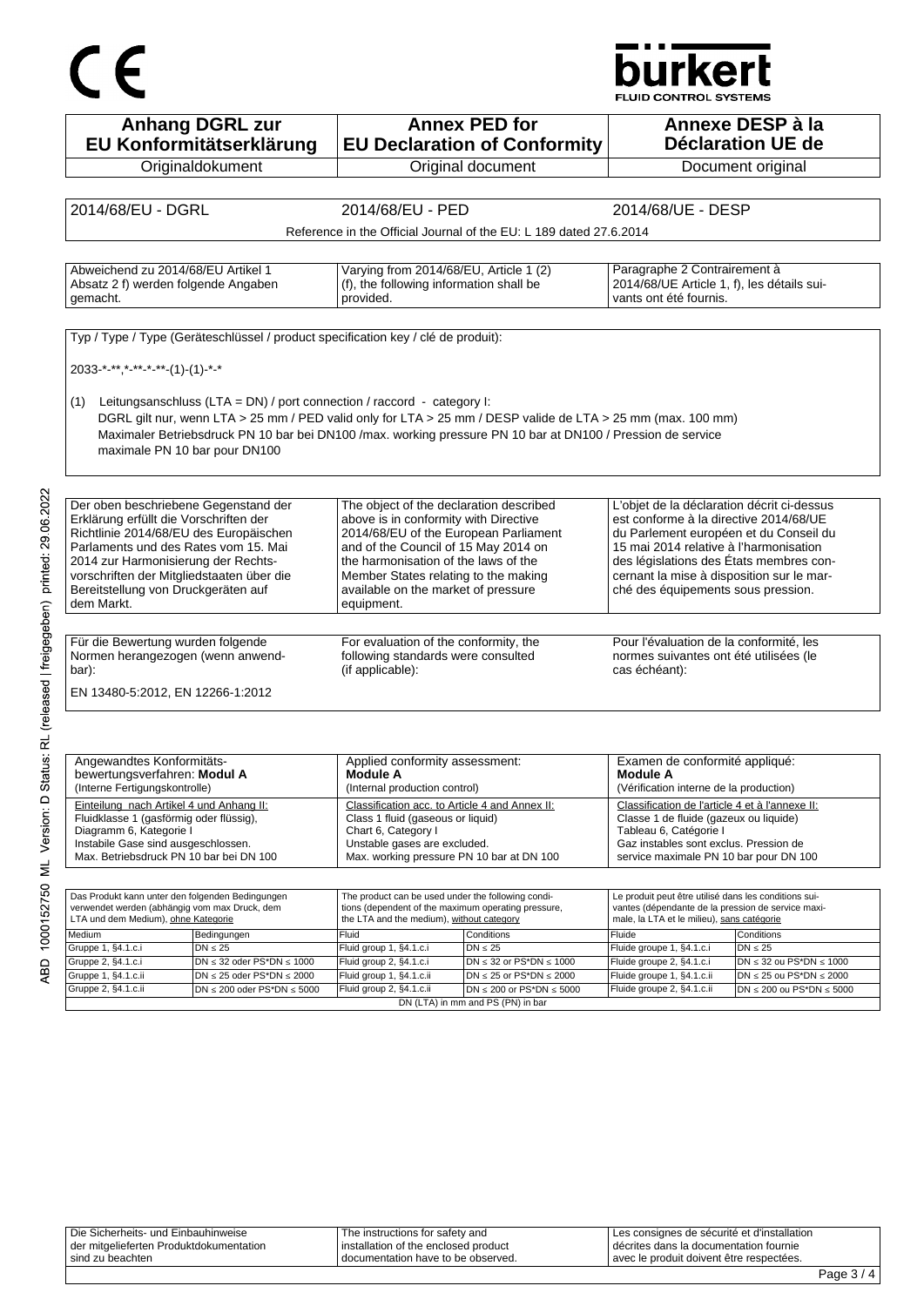CE

**bürkert**
FLUID CONTROL SYSTEMS

| **Anhang DGRL zur EU Konformitätserklärung** | **Annex PED for EU Declaration of Conformity** | **Annexe DESP à la Déclaration UE de** |
|---|---|---|
| Originaldokument | Original document | Document original |

| 2014/68/EU - DGRL | 2014/68/EU - PED | 2014/68/UE - DESP |
|---|---|---|
| | Reference in the Official Journal of the EU: L 189 dated 27.6.2014 | |

| Abweichend zu 2014/68/EU Artikel 1 Absatz 2 f) werden folgende Angaben gemacht. | Varying from 2014/68/EU, Article 1 (2) (f), the following information shall be provided. | Paragraphe 2 Contrairement à 2014/68/UE Article 1, f), les détails suivants ont été fournis. |
|---|---|---|

Typ / Type / Type (Geräteschlüssel / product specification key / clé de produit):

2033-*-**,*-**-*-**-(1)-(1)-*-*

(1) Leitungsanschluss (LTA = DN) / port connection / raccord - category I:
DGRL gilt nur, wenn LTA > 25 mm / PED valid only for LTA > 25 mm / DESP valide de LTA > 25 mm (max. 100 mm)
Maximaler Betriebsdruck PN 10 bar bei DN100 /max. working pressure PN 10 bar at DN100 / Pression de service maximale PN 10 bar pour DN100

| Der oben beschriebene Gegenstand der Erklärung erfüllt die Vorschriften der Richtlinie 2014/68/EU des Europäischen Parlaments und des Rates vom 15. Mai 2014 zur Harmonisierung der Rechtsvorschriften der Mitgliedstaaten über die Bereitstellung von Druckgeräten auf dem Markt. | The object of the declaration described above is in conformity with Directive 2014/68/EU of the European Parliament and of the Council of 15 May 2014 on the harmonisation of the laws of the Member States relating to the making available on the market of pressure equipment. | L'objet de la déclaration décrit ci-dessus est conforme à la directive 2014/68/UE du Parlement européen et du Conseil du 15 mai 2014 relative à l'harmonisation des législations des États membres concernant la mise à disposition sur le marché des équipements sous pression. |
|---|---|---|

| Für die Bewertung wurden folgende Normen herangezogen (wenn anwendbar): | For evaluation of the conformity, the following standards were consulted (if applicable): | Pour l'évaluation de la conformité, les normes suivantes ont été utilisées (le cas échéant): |
|---|---|---|

EN 13480-5:2012, EN 12266-1:2012

| Angewandtes Konformitätsbewertungsverfahren: **Modul A** (Interne Fertigungskontrolle) | Applied conformity assessment: **Module A** (Internal production control) | Examen de conformité appliqué: **Module A** (Vérification interne de la production) |
|---|---|---|
| Einteilung nach Artikel 4 und Anhang II: Fluidklasse 1 (gasförmig oder flüssig), Diagramm 6, Kategorie I Instabile Gase sind ausgeschlossen. Max. Betriebsdruck PN 10 bar bei DN 100 | Classification acc. to Article 4 and Annex II: Class 1 fluid (gaseous or liquid) Chart 6, Category I Unstable gases are excluded. Max. working pressure PN 10 bar at DN 100 | Classification de l'article 4 et à l'annexe II: Classe 1 de fluide (gazeux ou liquide) Tableau 6, Catégorie I Gaz instables sont exclus. Pression de service maximale PN 10 bar pour DN 100 |

| Das Produkt kann unter den folgenden Bedingungen verwendet werden (abhängig vom max Druck, dem LTA und dem Medium), ohne Kategorie | | The product can be used under the following conditions (dependent of the maximum operating pressure, the LTA and the medium), without category | | Le produit peut être utilisé dans les conditions suivantes (dépendante de la pression de service maximale, la LTA et le milieu), sans catégorie | |
|---|---|---|---|---|---|
| Medium | Bedingungen | Fluid | Conditions | Fluide | Conditions |
| Gruppe 1, §4.1.c.i | DN ≤ 25 | Fluid group 1, §4.1.c.i | DN ≤ 25 | Fluide groupe 1, §4.1.c.i | DN ≤ 25 |
| Gruppe 2, §4.1.c.i | DN ≤ 32 oder PS*DN ≤ 1000 | Fluid group 2, §4.1.c.i | DN ≤ 32 or PS*DN ≤ 1000 | Fluide groupe 2, §4.1.c.i | DN ≤ 32 ou PS*DN ≤ 1000 |
| Gruppe 1, §4.1.c.ii | DN ≤ 25 oder PS*DN ≤ 2000 | Fluid group 1, §4.1.c.ii | DN ≤ 25 or PS*DN ≤ 2000 | Fluide groupe 1, §4.1.c.ii | DN ≤ 25 ou PS*DN ≤ 2000 |
| Gruppe 2, §4.1.c.ii | DN ≤ 200 oder PS*DN ≤ 5000 | Fluid group 2, §4.1.c.ii | DN ≤ 200 or PS*DN ≤ 5000 | Fluide groupe 2, §4.1.c.ii | DN ≤ 200 ou PS*DN ≤ 5000 |
| | | DN (LTA) in mm and PS (PN) in bar | | | |

| Die Sicherheits- und Einbauhinweise der mitgelieferten Produktdokumentation sind zu beachten | The instructions for safety and installation of the enclosed product documentation have to be observed. | Les consignes de sécurité et d'installation décrites dans la documentation fournie avec le produit doivent être respectées. |
|---|---|---|

ABD 1000152750 ML Version: D Status: RL (released | freigegeben) printed: 29.06.2022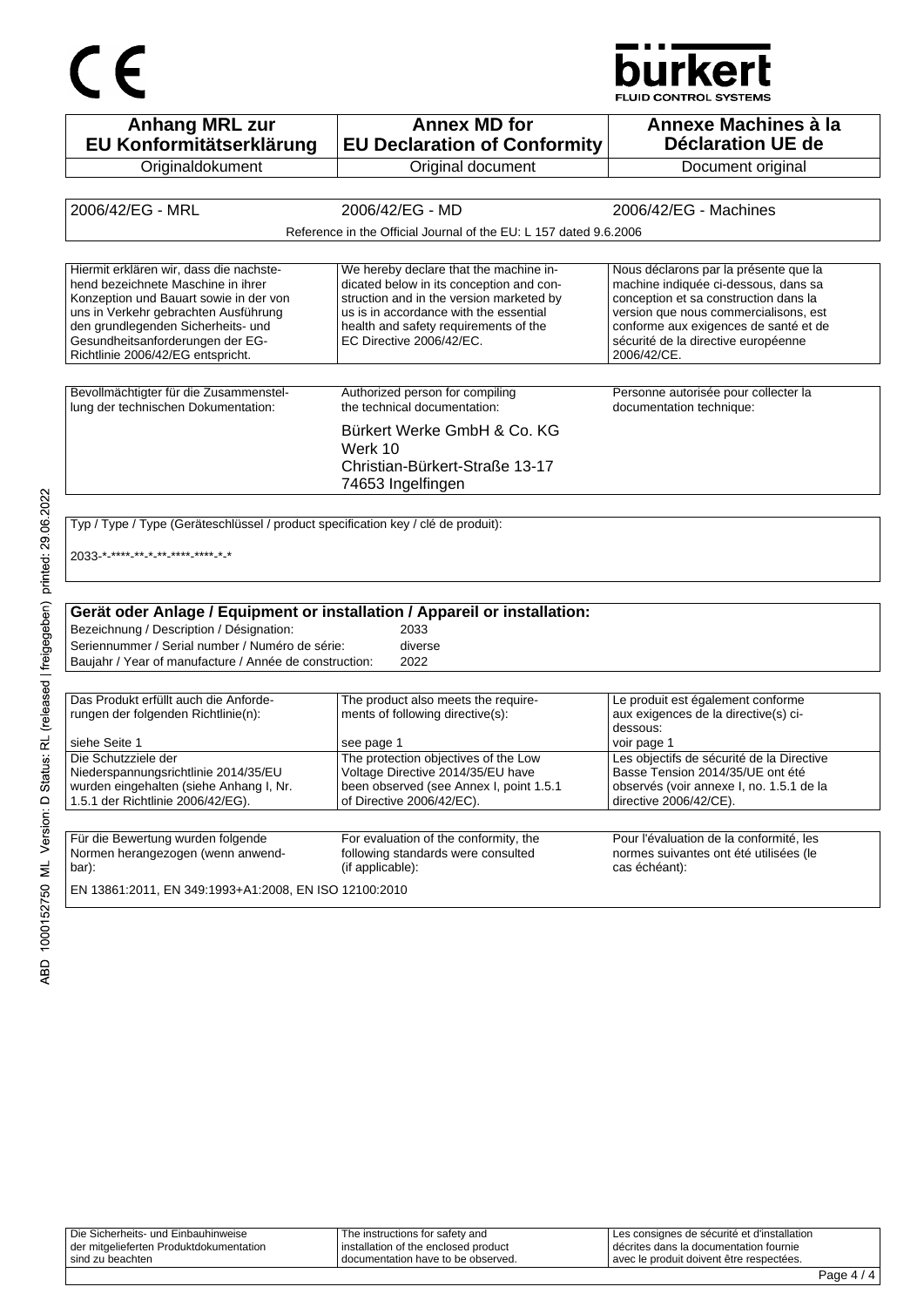CE

bürkert
FLUID CONTROL SYSTEMS

| Anhang MRL zur EU Konformitätserklärung | Annex MD for EU Declaration of Conformity | Annexe Machines à la Déclaration UE de |
|---|---|---|
| Originaldokument | Original document | Document original |

| 2006/42/EG - MRL | 2006/42/EG - MD | 2006/42/EG - Machines |
|---|---|---|
| | Reference in the Official Journal of the EU: L 157 dated 9.6.2006 | |

| | | |
|---|---|---|
| Hiermit erklären wir, dass die nachstehend bezeichnete Maschine in ihrer Konzeption und Bauart sowie in der von uns in Verkehr gebrachten Ausführung den grundlegenden Sicherheits- und Gesundheitsanforderungen der EG-Richtlinie 2006/42/EG entspricht. | We hereby declare that the machine indicated below in its conception and construction and in the version marketed by us is in accordance with the essential health and safety requirements of the EC Directive 2006/42/EC. | Nous déclarons par la présente que la machine indiquée ci-dessous, dans sa conception et sa construction dans la version que nous commercialisons, est conforme aux exigences de santé et de sécurité de la directive européenne 2006/42/CE. |

| | | |
|---|---|---|
| Bevollmächtigter für die Zusammenstellung der technischen Dokumentation: | Authorized person for compiling the technical documentation: | Personne autorisée pour collecter la documentation technique: |
| | Bürkert Werke GmbH & Co. KG<br>Werk 10<br>Christian-Bürkert-Straße 13-17<br>74653 Ingelfingen | |

Typ / Type / Type (Geräteschlüssel / product specification key / clé de produit):

2033-*-****-**-*-**-****-****-*-*

**Gerät oder Anlage / Equipment or installation / Appareil or installation:**

| | |
|---|---|
| Bezeichnung / Description / Désignation: | 2033 |
| Seriennummer / Serial number / Numéro de série: | diverse |
| Baujahr / Year of manufacture / Année de construction: | 2022 |

| | | |
|---|---|---|
| Das Produkt erfüllt auch die Anforderungen der folgenden Richtlinie(n): | The product also meets the requirements of following directive(s): | Le produit est également conforme aux exigences de la directive(s) ci-dessous: |
| siehe Seite 1 | see page 1 | voir page 1 |
| Die Schutzziele der Niederspannungsrichtlinie 2014/35/EU wurden eingehalten (siehe Anhang I, Nr. 1.5.1 der Richtlinie 2006/42/EG). | The protection objectives of the Low Voltage Directive 2014/35/EU have been observed (see Annex I, point 1.5.1 of Directive 2006/42/EC). | Les objectifs de sécurité de la Directive Basse Tension 2014/35/UE ont été observés (voir annexe I, no. 1.5.1 de la directive 2006/42/CE). |

| | | |
|---|---|---|
| Für die Bewertung wurden folgende Normen herangezogen (wenn anwendbar): | For evaluation of the conformity, the following standards were consulted (if applicable): | Pour l'évaluation de la conformité, les normes suivantes ont été utilisées (le cas échéant): |

EN 13861:2011, EN 349:1993+A1:2008, EN ISO 12100:2010

| | | |
|---|---|---|
| Die Sicherheits- und Einbauhinweise der mitgelieferten Produktdokumentation sind zu beachten | The instructions for safety and installation of the enclosed product documentation have to be observed. | Les consignes de sécurité et d'installation décrites dans la documentation fournie avec le produit doivent être respectées. |

ABD 1000152750 ML Version: D Status: RL (released | freigegeben) printed: 29.06.2022